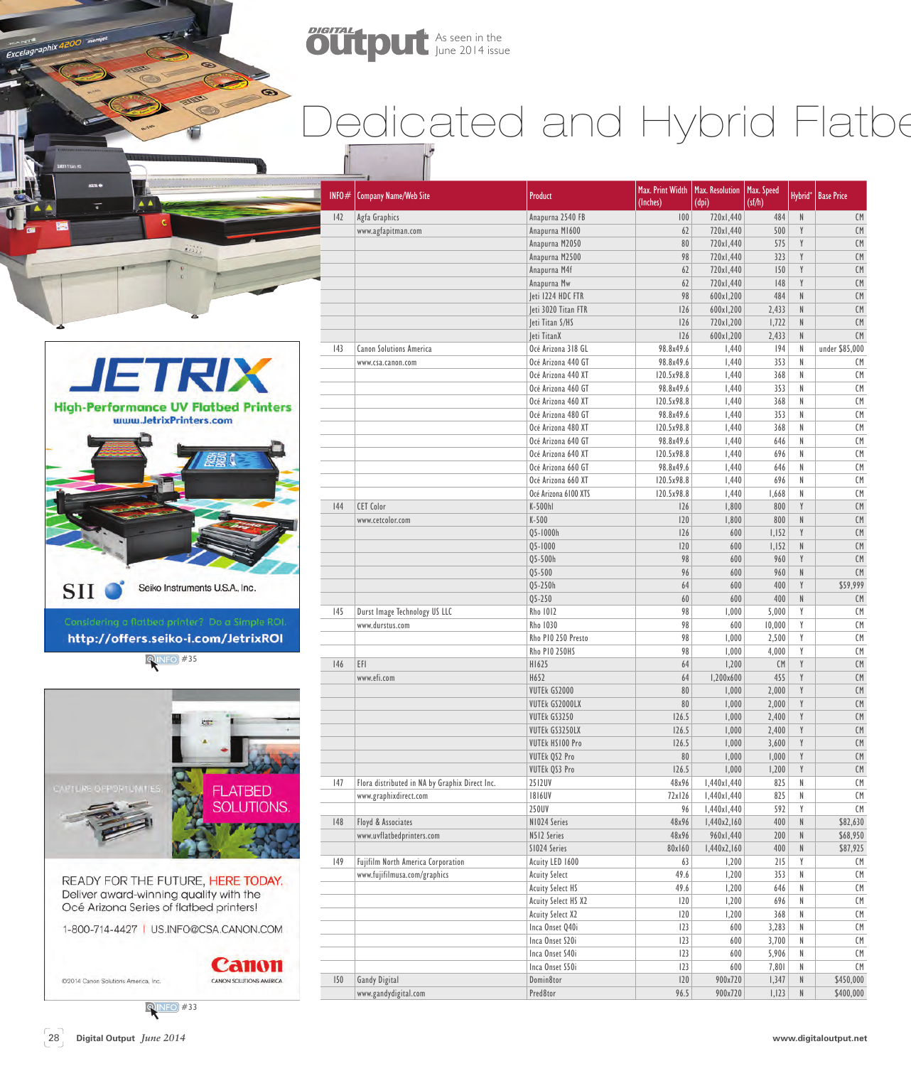# Dedicated and Hybrid Flatbe

| INFO# | Company Name/Web Site | Product | Max. Print Width (Inches) | Max. Resolution (dpi) | Max. Speed (sf/h) | Hybrid* | Base Price |
|---|---|---|---|---|---|---|---|
| 142 | Agfa Graphics | Anapurna 2540 FB | 100 | 720x1,440 | 484 | N | CM |
| | www.agfapitman.com | Anapurna M1600 | 62 | 720x1,440 | 500 | Y | CM |
| | | Anapurna M2050 | 80 | 720x1,440 | 575 | Y | CM |
| | | Anapurna M2500 | 98 | 720x1,440 | 323 | Y | CM |
| | | Anapurna M4f | 62 | 720x1,440 | 150 | Y | CM |
| | | Anapurna Mw | 62 | 720x1,440 | 148 | Y | CM |
| | | Jeti 1224 HDC FTR | 98 | 600x1,200 | 484 | N | CM |
| | | Jeti 3020 Titan FTR | 126 | 600x1,200 | 2,433 | N | CM |
| | | Jeti Titan S/HS | 126 | 720x1,200 | 1,722 | N | CM |
| | | Jeti TitanX | 126 | 600x1,200 | 2,433 | N | CM |
| 143 | Canon Solutions America | Océ Arizona 318 GL | 98.8x49.6 | 1,440 | 194 | N | under $85,000 |
| | www.csa.canon.com | Océ Arizona 440 GT | 98.8x49.6 | 1,440 | 353 | N | CM |
| | | Océ Arizona 440 XT | 120.5x98.8 | 1,440 | 368 | N | CM |
| | | Océ Arizona 460 GT | 98.8x49.6 | 1,440 | 353 | N | CM |
| | | Océ Arizona 460 XT | 120.5x98.8 | 1,440 | 368 | N | CM |
| | | Océ Arizona 480 GT | 98.8x49.6 | 1,440 | 353 | N | CM |
| | | Océ Arizona 480 XT | 120.5x98.8 | 1,440 | 368 | N | CM |
| | | Océ Arizona 640 GT | 98.8x49.6 | 1,440 | 646 | N | CM |
| | | Océ Arizona 640 XT | 120.5x98.8 | 1,440 | 696 | N | CM |
| | | Océ Arizona 660 GT | 98.8x49.6 | 1,440 | 646 | N | CM |
| | | Océ Arizona 660 XT | 120.5x98.8 | 1,440 | 696 | N | CM |
| | | Océ Arizona 6100 XTS | 120.5x98.8 | 1,440 | 1,668 | N | CM |
| 144 | CET Color | K-500hl | 126 | 1,800 | 800 | Y | CM |
| | www.cetcolor.com | K-500 | 120 | 1,800 | 800 | N | CM |
| | | Q5-1000h | 126 | 600 | 1,152 | Y | CM |
| | | Q5-1000 | 120 | 600 | 1,152 | N | CM |
| | | Q5-500h | 98 | 600 | 960 | Y | CM |
| | | Q5-500 | 96 | 600 | 960 | N | CM |
| | | Q5-250h | 64 | 600 | 400 | Y | $59,999 |
| | | Q5-250 | 60 | 600 | 400 | N | CM |
| 145 | Durst Image Technology US LLC | Rho 1012 | 98 | 1,000 | 5,000 | Y | CM |
| | www.durstus.com | Rho 1030 | 98 | 600 | 10,000 | Y | CM |
| | | Rho P10 250 Presto | 98 | 1,000 | 2,500 | Y | CM |
| | | Rho P10 250HS | 98 | 1,000 | 4,000 | Y | CM |
| 146 | EFI | H1625 | 64 | 1,200 | CM | Y | CM |
| | www.efi.com | H652 | 64 | 1,200x600 | 455 | Y | CM |
| | | VUTEk GS2000 | 80 | 1,000 | 2,000 | Y | CM |
| | | VUTEk GS2000LX | 80 | 1,000 | 2,000 | Y | CM |
| | | VUTEk GS3250 | 126.5 | 1,000 | 2,400 | Y | CM |
| | | VUTEk GS3250LX | 126.5 | 1,000 | 2,400 | Y | CM |
| | | VUTEk HS100 Pro | 126.5 | 1,000 | 3,600 | Y | CM |
| | | VUTEk QS2 Pro | 80 | 1,000 | 1,000 | Y | CM |
| | | VUTEk QS3 Pro | 126.5 | 1,000 | 1,200 | Y | CM |
| 147 | Flora distributed in NA by Graphix Direct Inc. | 2512UV | 48x96 | 1,440x1,440 | 825 | N | CM |
| | www.graphixdirect.com | 1816UV | 72x126 | 1,440x1,440 | 825 | N | CM |
| | | 250UV | 96 | 1,440x1,440 | 592 | Y | CM |
| 148 | Floyd & Associates | N1024 Series | 48x96 | 1,440x2,160 | 400 | N | $82,630 |
| | www.uvflatbedprinters.com | N512 Series | 48x96 | 960x1,440 | 200 | N | $68,950 |
| | | S1024 Series | 80x160 | 1,440x2,160 | 400 | N | $87,925 |
| 149 | Fujifilm North America Corporation | Acuity LED 1600 | 63 | 1,200 | 215 | Y | CM |
| | www.fujifilmusa.com/graphics | Acuity Select | 49.6 | 1,200 | 353 | N | CM |
| | | Acuity Select HS | 49.6 | 1,200 | 646 | N | CM |
| | | Acuity Select HS X2 | 120 | 1,200 | 696 | N | CM |
| | | Acuity Select X2 | 120 | 1,200 | 368 | N | CM |
| | | Inca Onset Q40i | 123 | 600 | 3,283 | N | CM |
| | | Inca Onset S20i | 123 | 600 | 3,700 | N | CM |
| | | Inca Onset S40i | 123 | 600 | 5,906 | N | CM |
| | | Inca Onset S50i | 123 | 600 | 7,801 | N | CM |
| 150 | Gandy Digital | Domin8tor | 120 | 900x720 | 1,347 | N | $450,000 |
| | www.gandydigital.com | Pred8tor | 96.5 | 900x720 | 1,123 | N | $400,000 |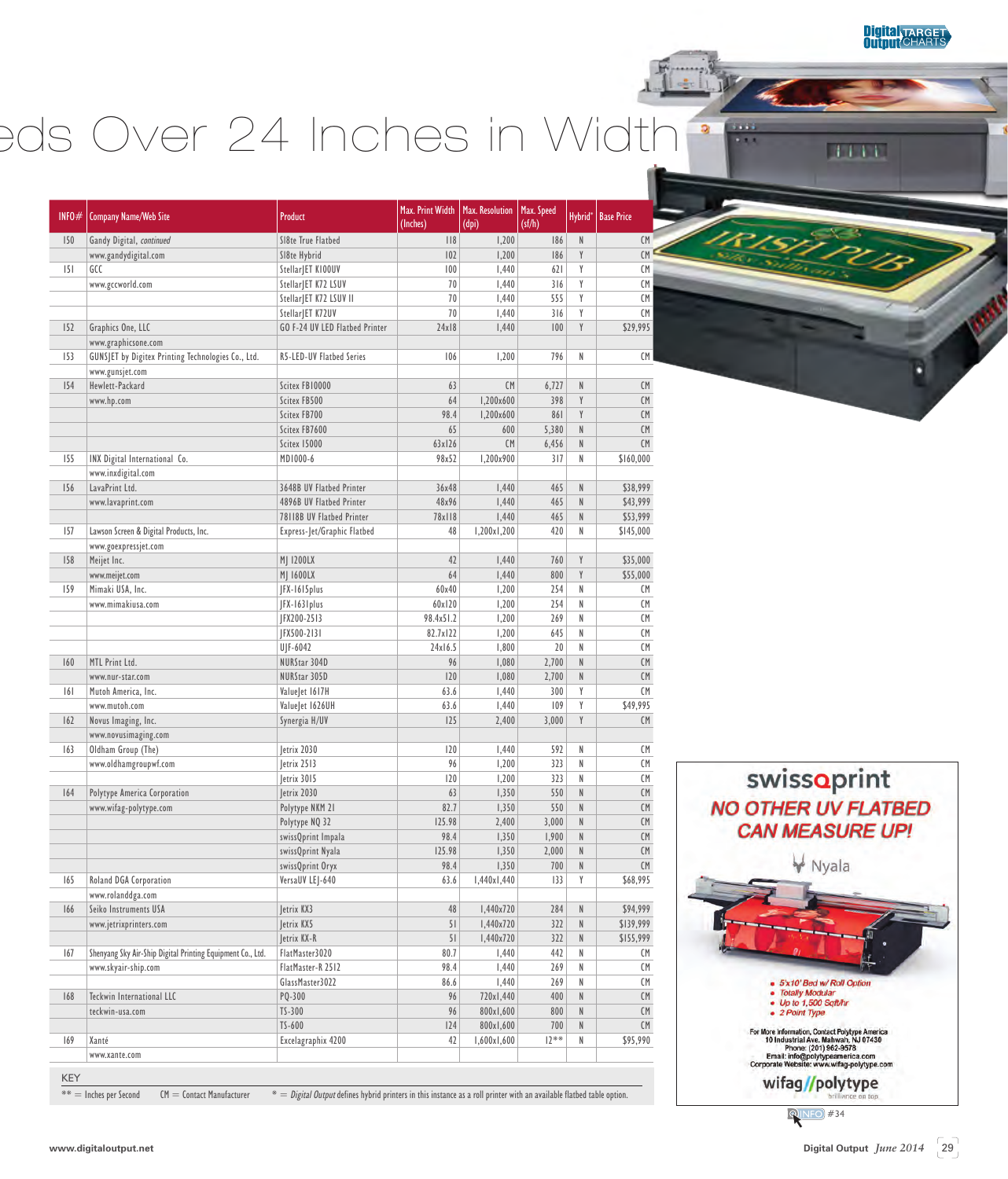# ...eds Over 24 Inches in Width

| INFO# | Company Name/Web Site | Product | Max. Print Width (Inches) | Max. Resolution (dpi) | Max. Speed (sf/h) | Hybrid* | Base Price |
|---|---|---|---|---|---|---|---|
| 150 | Gandy Digital, *continued* | SI8te True Flatbed | 118 | 1,200 | 186 | N | CM |
| | www.gandydigital.com | SI8te Hybrid | 102 | 1,200 | 186 | Y | CM |
| 151 | GCC | StellarJET K100UV | 100 | 1,440 | 621 | Y | CM |
| | www.gccworld.com | StellarJET K72 LSUV | 70 | 1,440 | 316 | Y | CM |
| | | StellarJET K72 LSUV II | 70 | 1,440 | 555 | Y | CM |
| | | StellarJET K72UV | 70 | 1,440 | 316 | Y | CM |
| 152 | Graphics One, LLC | GO F-24 UV LED Flatbed Printer | 24x18 | 1,440 | 100 | Y | $29,995 |
| | www.graphicsone.com | | | | | | |
| 153 | GUNSJET by Digitex Printing Technologies Co., Ltd. | RS-LED-UV Flatbed Series | 106 | 1,200 | 796 | N | CM |
| | www.gunsjet.com | | | | | | |
| 154 | Hewlett-Packard | Scitex FB10000 | 63 | CM | 6,727 | N | CM |
| | www.hp.com | Scitex FB500 | 64 | 1,200x600 | 398 | Y | CM |
| | | Scitex FB700 | 98.4 | 1,200x600 | 861 | Y | CM |
| | | Scitex FB7600 | 65 | 600 | 5,380 | N | CM |
| | | Scitex I5000 | 63x126 | CM | 6,456 | N | CM |
| 155 | INX Digital International Co. | MD1000-6 | 98x52 | 1,200x900 | 317 | N | $160,000 |
| | www.inxdigital.com | | | | | | |
| 156 | LavaPrint Ltd. | 3648B UV Flatbed Printer | 36x48 | 1,440 | 465 | N | $38,999 |
| | www.lavaprint.com | 4896B UV Flatbed Printer | 48x96 | 1,440 | 465 | N | $43,999 |
| | | 78118B UV Flatbed Printer | 78x118 | 1,440 | 465 | N | $53,999 |
| 157 | Lawson Screen & Digital Products, Inc. | Express-Jet/Graphic Flatbed | 48 | 1,200x1,200 | 420 | N | $145,000 |
| | www.goexpressjet.com | | | | | | |
| 158 | Meijet Inc. | MJ 1200LX | 42 | 1,440 | 760 | Y | $35,000 |
| | www.meijet.com | MJ 1600LX | 64 | 1,440 | 800 | Y | $55,000 |
| 159 | Mimaki USA, Inc. | JFX-1615plus | 60x40 | 1,200 | 254 | N | CM |
| | www.mimakiusa.com | JFX-1631plus | 60x120 | 1,200 | 254 | N | CM |
| | | JFX200-2513 | 98.4x51.2 | 1,200 | 269 | N | CM |
| | | JFX500-2131 | 82.7x122 | 1,200 | 645 | N | CM |
| | | UJF-6042 | 24x16.5 | 1,800 | 20 | N | CM |
| 160 | MTL Print Ltd. | NURStar 304D | 96 | 1,080 | 2,700 | N | CM |
| | www.nur-star.com | NURStar 305D | 120 | 1,080 | 2,700 | N | CM |
| 161 | Mutoh America, Inc. | ValueJet 1617H | 63.6 | 1,440 | 300 | Y | CM |
| | www.mutoh.com | ValueJet 1626UH | 63.6 | 1,440 | 109 | Y | $49,995 |
| 162 | Novus Imaging, Inc. | Synergia H/UV | 125 | 2,400 | 3,000 | Y | CM |
| | www.novusimaging.com | | | | | | |
| 163 | Oldham Group (The) | Jetrix 2030 | 120 | 1,440 | 592 | N | CM |
| | www.oldhamgroupwf.com | Jetrix 2513 | 96 | 1,200 | 323 | N | CM |
| | | Jetrix 3015 | 120 | 1,200 | 323 | N | CM |
| 164 | Polytype America Corporation | Jetrix 2030 | 63 | 1,350 | 550 | N | CM |
| | www.wifag-polytype.com | Polytype NKM 21 | 82.7 | 1,350 | 550 | N | CM |
| | | Polytype NQ 32 | 125.98 | 2,400 | 3,000 | N | CM |
| | | swissQprint Impala | 98.4 | 1,350 | 1,900 | N | CM |
| | | swissQprint Nyala | 125.98 | 1,350 | 2,000 | N | CM |
| | | swissQprint Oryx | 98.4 | 1,350 | 700 | N | CM |
| 165 | Roland DGA Corporation | VersaUV LEJ-640 | 63.6 | 1,440x1,440 | 133 | Y | $68,995 |
| | www.rolanddga.com | | | | | | |
| 166 | Seiko Instruments USA | Jetrix KX3 | 48 | 1,440x720 | 284 | N | $94,999 |
| | www.jetrixprinters.com | Jetrix KX5 | 51 | 1,440x720 | 322 | N | $139,999 |
| | | Jetrix KX-R | 51 | 1,440x720 | 322 | N | $155,999 |
| 167 | Shenyang Sky Air-Ship Digital Printing Equipment Co., Ltd. | FlatMaster3020 | 80.7 | 1,440 | 442 | N | CM |
| | www.skyair-ship.com | FlatMaster-R 2512 | 98.4 | 1,440 | 269 | N | CM |
| | | GlassMaster3022 | 86.6 | 1,440 | 269 | N | CM |
| 168 | Teckwin International LLC | PQ-300 | 96 | 720x1,440 | 400 | N | CM |
| | teckwin-usa.com | TS-300 | 96 | 800x1,600 | 800 | N | CM |
| | | TS-600 | 124 | 800x1,600 | 700 | N | CM |
| 169 | Xanté | Excelagraphix 4200 | 42 | 1,600x1,600 | 12** | N | $95,990 |
| | www.xante.com | | | | | | |

KEY

** = Inches per Second  CM = Contact Manufacturer  * = *Digital Output* defines hybrid printers in this instance as a roll printer with an available flatbed table option.

swissqprint

NO OTHER UV FLATBED CAN MEASURE UP!

Nyala

- 5'x10' Bed w/ Roll Option
- Totally Modular
- Up to 1,500 Sqft/hr
- 2 Point Type

For More Information, Contact Polytype America
10 Industrial Ave. Mahwah, NJ 07430
Phone: (201) 962-9578
Email: info@polytypeamerica.com
Corporate Website: www.wifag-polytype.com

wifag//polytype
brilliance on top

INFO #34